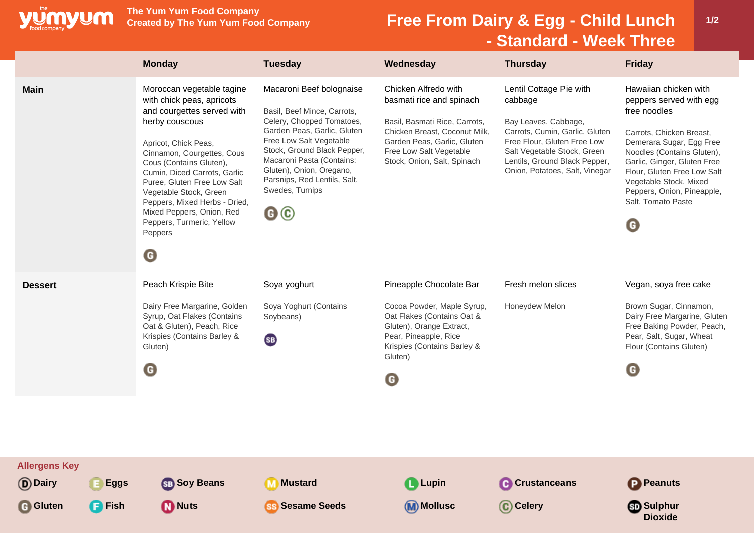The Yum Yum Food Company
Created by The Yum Yum Food Company

# Free From Dairy & Egg - Child Lunch - Standard - Week Three

| | Monday | Tuesday | Wednesday | Thursday | Friday |
|---|---|---|---|---|---|
| **Main** | Moroccan vegetable tagine with chick peas, apricots and courgettes served with herby couscous<br><br>Apricot, Chick Peas, Cinnamon, Courgettes, Cous Cous (Contains Gluten), Cumin, Diced Carrots, Garlic Puree, Gluten Free Low Salt Vegetable Stock, Green Peppers, Mixed Herbs - Dried, Mixed Peppers, Onion, Red Peppers, Turmeric, Yellow Peppers<br><br>G | Macaroni Beef bolognaise<br><br>Basil, Beef Mince, Carrots, Celery, Chopped Tomatoes, Garden Peas, Garlic, Gluten Free Low Salt Vegetable Stock, Ground Black Pepper, Macaroni Pasta (Contains: Gluten), Onion, Oregano, Parsnips, Red Lentils, Salt, Swedes, Turnips<br><br>G C | Chicken Alfredo with basmati rice and spinach<br><br>Basil, Basmati Rice, Carrots, Chicken Breast, Coconut Milk, Garden Peas, Garlic, Gluten Free Low Salt Vegetable Stock, Onion, Salt, Spinach | Lentil Cottage Pie with cabbage<br><br>Bay Leaves, Cabbage, Carrots, Cumin, Garlic, Gluten Free Flour, Gluten Free Low Salt Vegetable Stock, Green Lentils, Ground Black Pepper, Onion, Potatoes, Salt, Vinegar | Hawaiian chicken with peppers served with egg free noodles<br><br>Carrots, Chicken Breast, Demerara Sugar, Egg Free Noodles (Contains Gluten), Garlic, Ginger, Gluten Free Flour, Gluten Free Low Salt Vegetable Stock, Mixed Peppers, Onion, Pineapple, Salt, Tomato Paste<br><br>G |
| **Dessert** | Peach Krispie Bite<br><br>Dairy Free Margarine, Golden Syrup, Oat Flakes (Contains Oat & Gluten), Peach, Rice Krispies (Contains Barley & Gluten)<br><br>G | Soya yoghurt<br><br>Soya Yoghurt (Contains Soybeans)<br><br>SB | Pineapple Chocolate Bar<br><br>Cocoa Powder, Maple Syrup, Oat Flakes (Contains Oat & Gluten), Orange Extract, Pear, Pineapple, Rice Krispies (Contains Barley & Gluten)<br><br>G | Fresh melon slices<br><br>Honeydew Melon | Vegan, soya free cake<br><br>Brown Sugar, Cinnamon, Dairy Free Margarine, Gluten Free Baking Powder, Peach, Pear, Salt, Sugar, Wheat Flour (Contains Gluten)<br><br>G |

**Allergens Key**

D Dairy | E Eggs | SB Soy Beans | M Mustard | L Lupin | C Crustaceans | P Peanuts

G Gluten | F Fish | N Nuts | SS Sesame Seeds | M Mollusc | C Celery | SD Sulphur Dioxide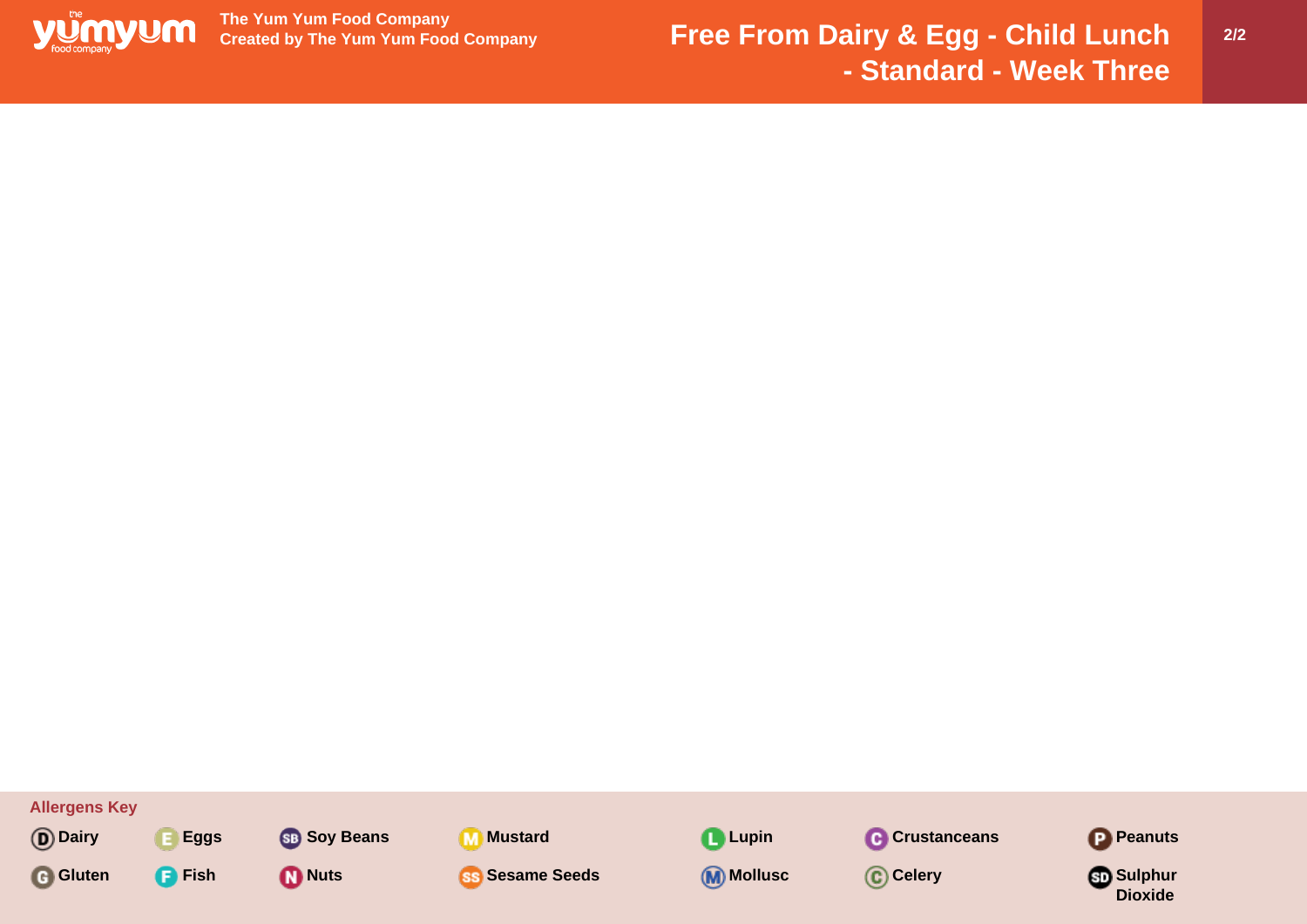# Free From Dairy & Egg - Child Lunch - Standard - Week Three

The Yum Yum Food Company
Created by The Yum Yum Food Company

**Allergens Key**

| | | | | | | |
|---|---|---|---|---|---|---|
| D Dairy | E Eggs | SB Soy Beans | M Mustard | L Lupin | C Crustanceans | P Peanuts |
| G Gluten | F Fish | N Nuts | SS Sesame Seeds | M Mollusc | C Celery | SD Sulphur Dioxide |